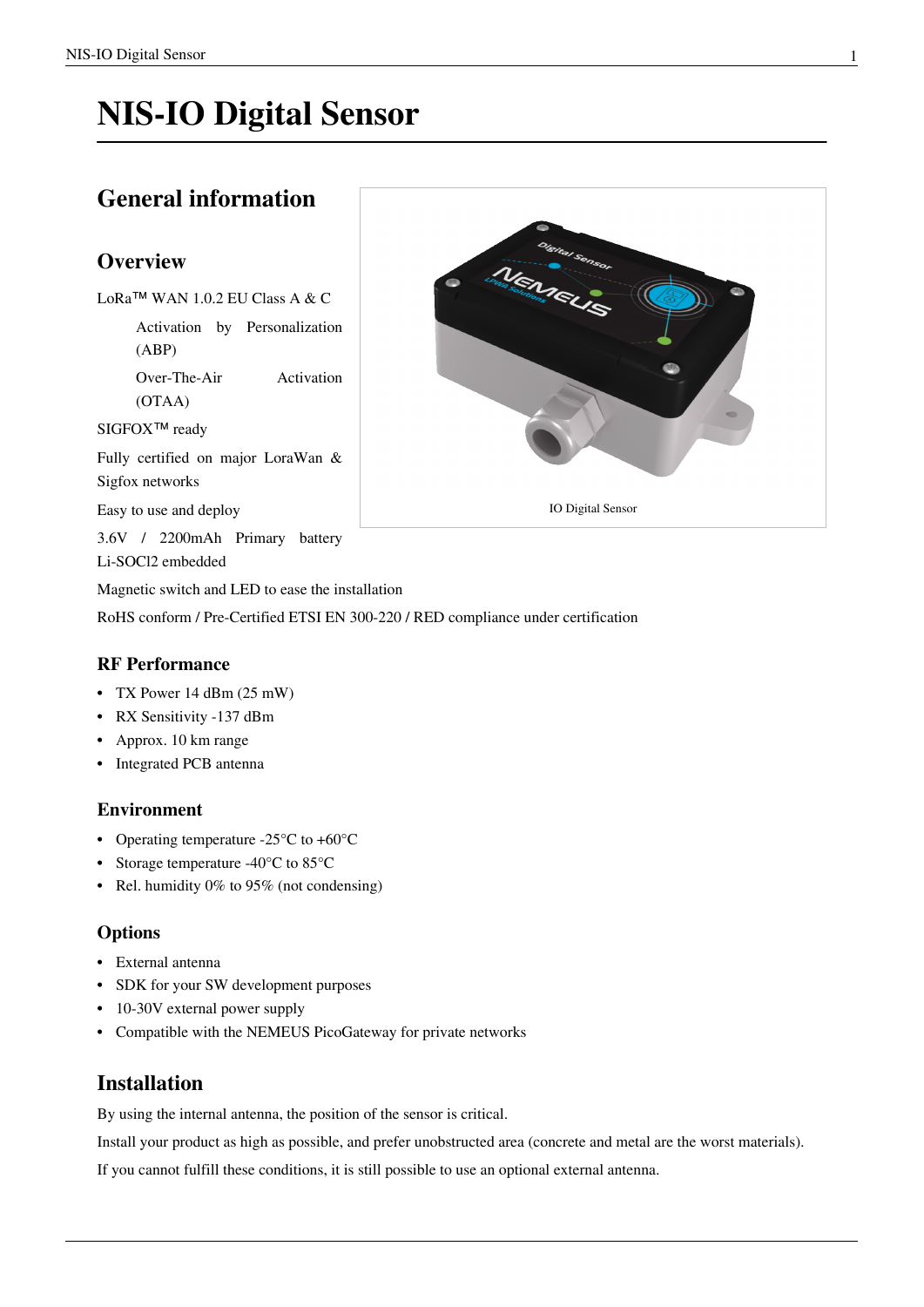# NIS-IO Digital Sensor

## General information

### Overview

LoRa™ WAN 1.0.2 EU Class A & C

- Activation by Personalization (ABP)
- Over-The-Air Activation (OTAA)

SIGFOX™ ready

Fully certified on major LoraWan & Sigfox networks

Easy to use and deploy

3.6V / 2200mAh Primary battery Li-SOCl2 embedded

Magnetic switch and LED to ease the installation

RoHS conform / Pre-Certified ETSI EN 300-220 / RED compliance under certification

IO Digital Sensor

#### RF Performance

- TX Power 14 dBm (25 mW)
- RX Sensitivity -137 dBm
- Approx. 10 km range
- Integrated PCB antenna

#### Environment

- Operating temperature -25°C to +60°C
- Storage temperature -40°C to 85°C
- Rel. humidity 0% to 95% (not condensing)

#### Options

- External antenna
- SDK for your SW development purposes
- 10-30V external power supply
- Compatible with the NEMEUS PicoGateway for private networks

### Installation

By using the internal antenna, the position of the sensor is critical.

Install your product as high as possible, and prefer unobstructed area (concrete and metal are the worst materials).

If you cannot fulfill these conditions, it is still possible to use an optional external antenna.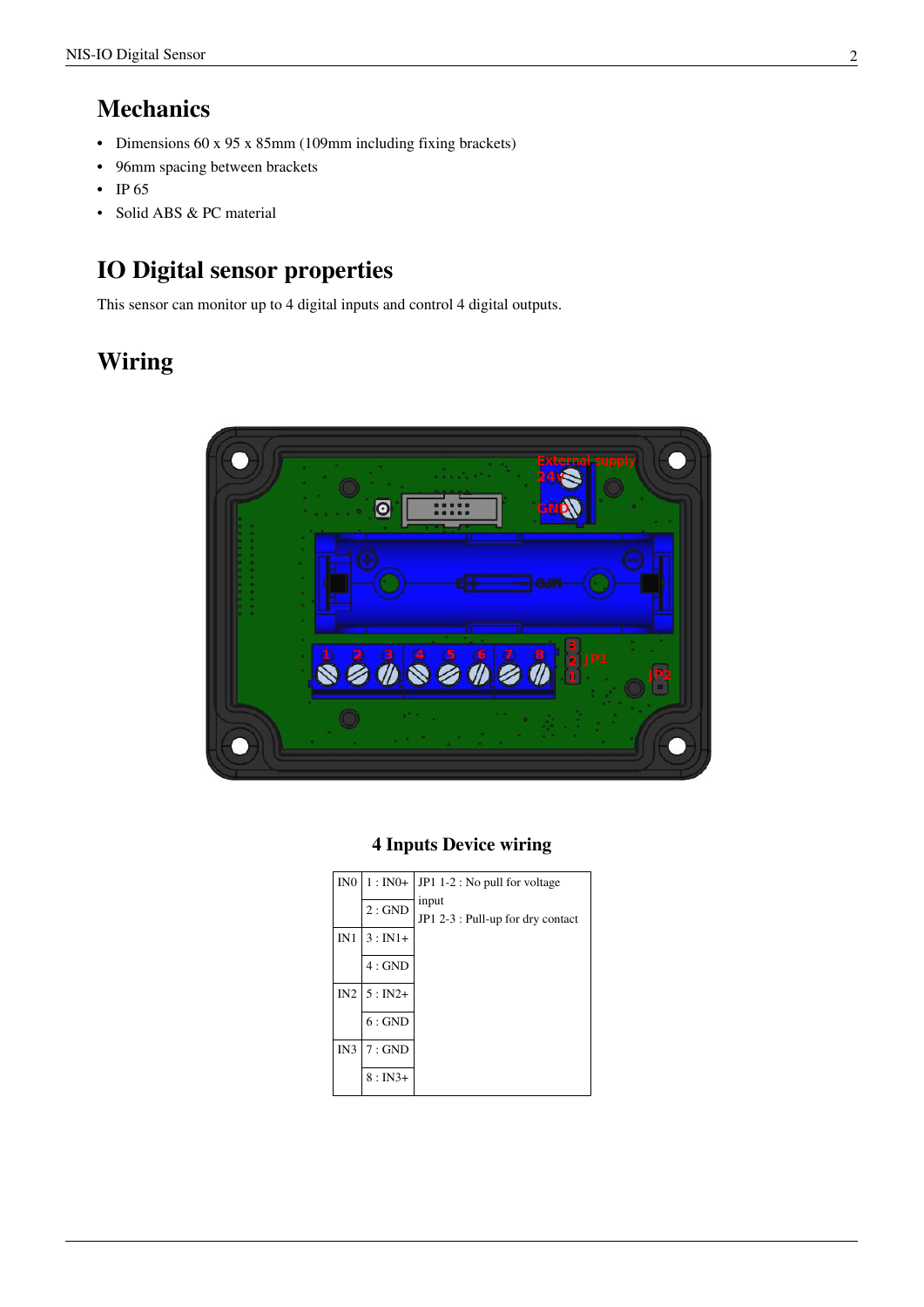## Mechanics

- Dimensions 60 x 95 x 85mm (109mm including fixing brackets)
- 96mm spacing between brackets
- IP 65
- Solid ABS & PC material

## IO Digital sensor properties

This sensor can monitor up to 4 digital inputs and control 4 digital outputs.

## Wiring

### 4 Inputs Device wiring

| | | |
|---|---|---|
| IN0 | 1 : IN0+ | JP1 1-2 : No pull for voltage input<br>JP1 2-3 : Pull-up for dry contact |
| | 2 : GND | |
| IN1 | 3 : IN1+ | |
| | 4 : GND | |
| IN2 | 5 : IN2+ | |
| | 6 : GND | |
| IN3 | 7 : GND | |
| | 8 : IN3+ | |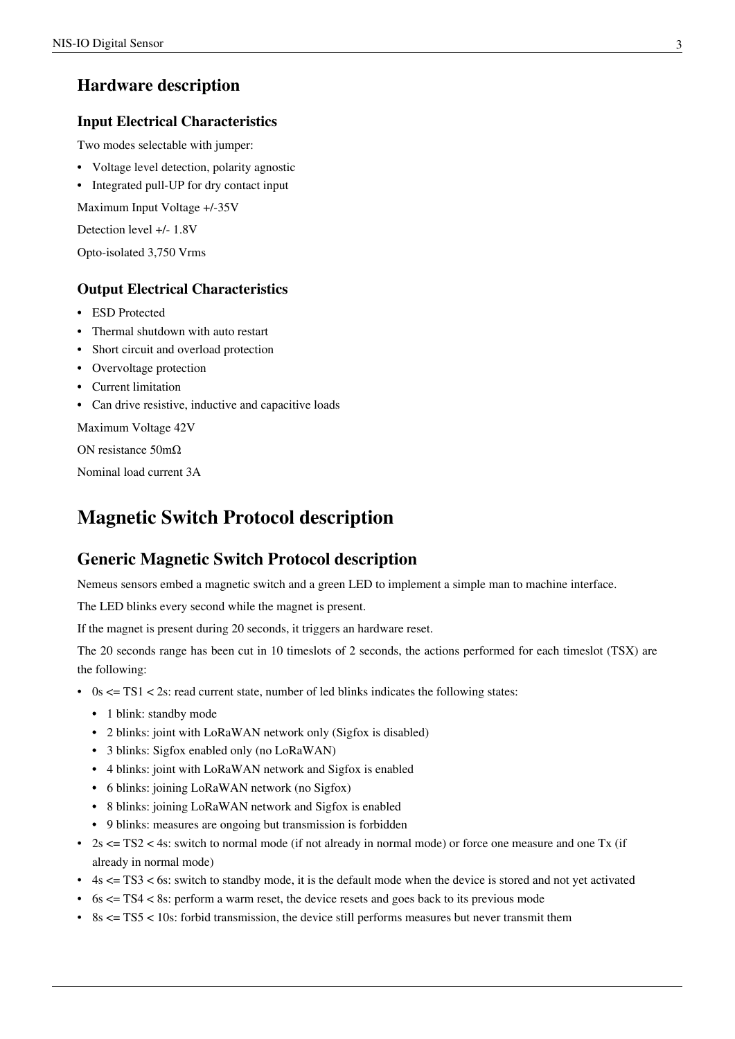## Hardware description

### Input Electrical Characteristics

Two modes selectable with jumper:

- Voltage level detection, polarity agnostic
- Integrated pull-UP for dry contact input

Maximum Input Voltage +/-35V

Detection level +/- 1.8V

Opto-isolated 3,750 Vrms

### Output Electrical Characteristics

- ESD Protected
- Thermal shutdown with auto restart
- Short circuit and overload protection
- Overvoltage protection
- Current limitation
- Can drive resistive, inductive and capacitive loads

Maximum Voltage 42V

ON resistance 50mΩ

Nominal load current 3A

# Magnetic Switch Protocol description

## Generic Magnetic Switch Protocol description

Nemeus sensors embed a magnetic switch and a green LED to implement a simple man to machine interface.

The LED blinks every second while the magnet is present.

If the magnet is present during 20 seconds, it triggers an hardware reset.

The 20 seconds range has been cut in 10 timeslots of 2 seconds, the actions performed for each timeslot (TSX) are the following:

- 0s <= TS1 < 2s: read current state, number of led blinks indicates the following states:
  - 1 blink: standby mode
  - 2 blinks: joint with LoRaWAN network only (Sigfox is disabled)
  - 3 blinks: Sigfox enabled only (no LoRaWAN)
  - 4 blinks: joint with LoRaWAN network and Sigfox is enabled
  - 6 blinks: joining LoRaWAN network (no Sigfox)
  - 8 blinks: joining LoRaWAN network and Sigfox is enabled
  - 9 blinks: measures are ongoing but transmission is forbidden
- 2s <= TS2 < 4s: switch to normal mode (if not already in normal mode) or force one measure and one Tx (if already in normal mode)
- 4s <= TS3 < 6s: switch to standby mode, it is the default mode when the device is stored and not yet activated
- 6s <= TS4 < 8s: perform a warm reset, the device resets and goes back to its previous mode
- 8s <= TS5 < 10s: forbid transmission, the device still performs measures but never transmit them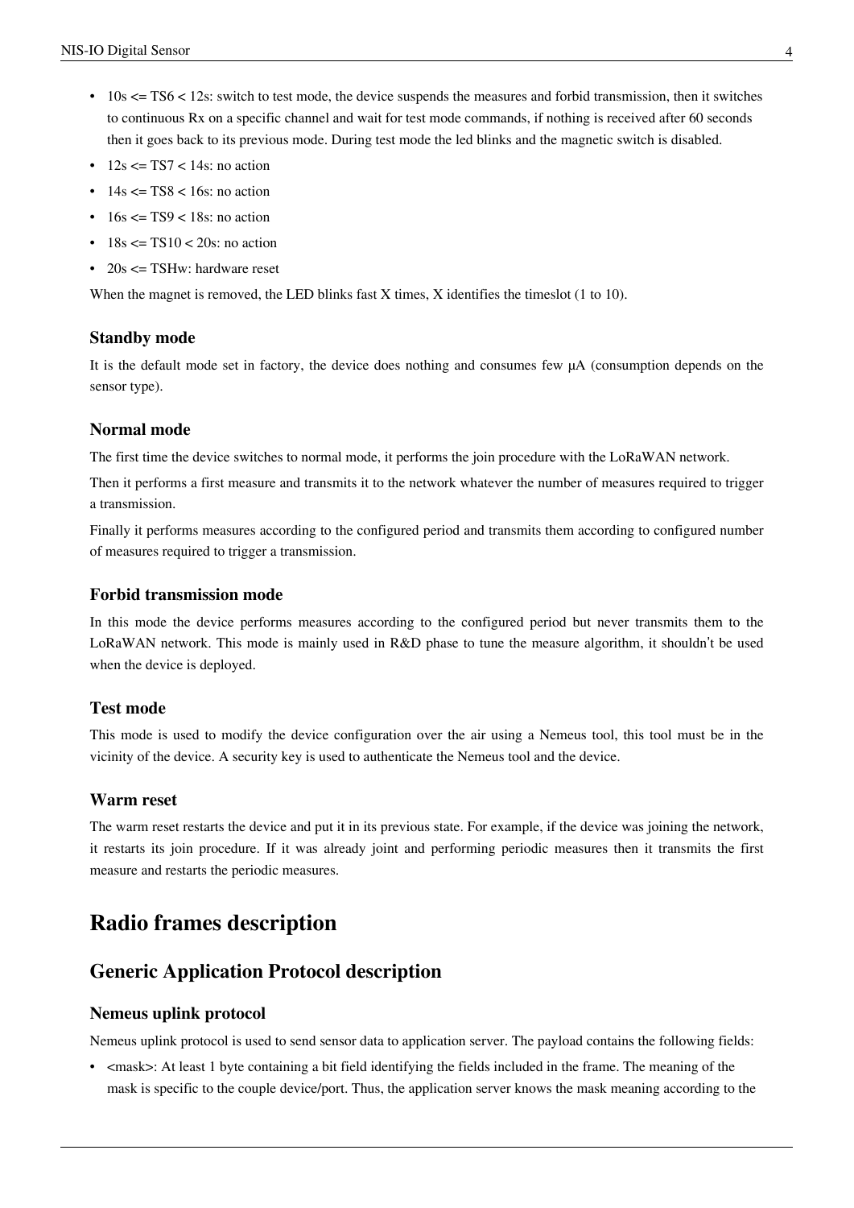- 10s <= TS6 < 12s: switch to test mode, the device suspends the measures and forbid transmission, then it switches to continuous Rx on a specific channel and wait for test mode commands, if nothing is received after 60 seconds then it goes back to its previous mode. During test mode the led blinks and the magnetic switch is disabled.
- 12s <= TS7 < 14s: no action
- 14s <= TS8 < 16s: no action
- 16s <= TS9 < 18s: no action
- 18s <= TS10 < 20s: no action
- 20s <= TSHw: hardware reset

When the magnet is removed, the LED blinks fast X times, X identifies the timeslot (1 to 10).

### Standby mode

It is the default mode set in factory, the device does nothing and consumes few µA (consumption depends on the sensor type).

### Normal mode

The first time the device switches to normal mode, it performs the join procedure with the LoRaWAN network.

Then it performs a first measure and transmits it to the network whatever the number of measures required to trigger a transmission.

Finally it performs measures according to the configured period and transmits them according to configured number of measures required to trigger a transmission.

### Forbid transmission mode

In this mode the device performs measures according to the configured period but never transmits them to the LoRaWAN network. This mode is mainly used in R&D phase to tune the measure algorithm, it shouldn't be used when the device is deployed.

### Test mode

This mode is used to modify the device configuration over the air using a Nemeus tool, this tool must be in the vicinity of the device. A security key is used to authenticate the Nemeus tool and the device.

### Warm reset

The warm reset restarts the device and put it in its previous state. For example, if the device was joining the network, it restarts its join procedure. If it was already joint and performing periodic measures then it transmits the first measure and restarts the periodic measures.

# Radio frames description

## Generic Application Protocol description

### Nemeus uplink protocol

Nemeus uplink protocol is used to send sensor data to application server. The payload contains the following fields:

- <mask>: At least 1 byte containing a bit field identifying the fields included in the frame. The meaning of the mask is specific to the couple device/port. Thus, the application server knows the mask meaning according to the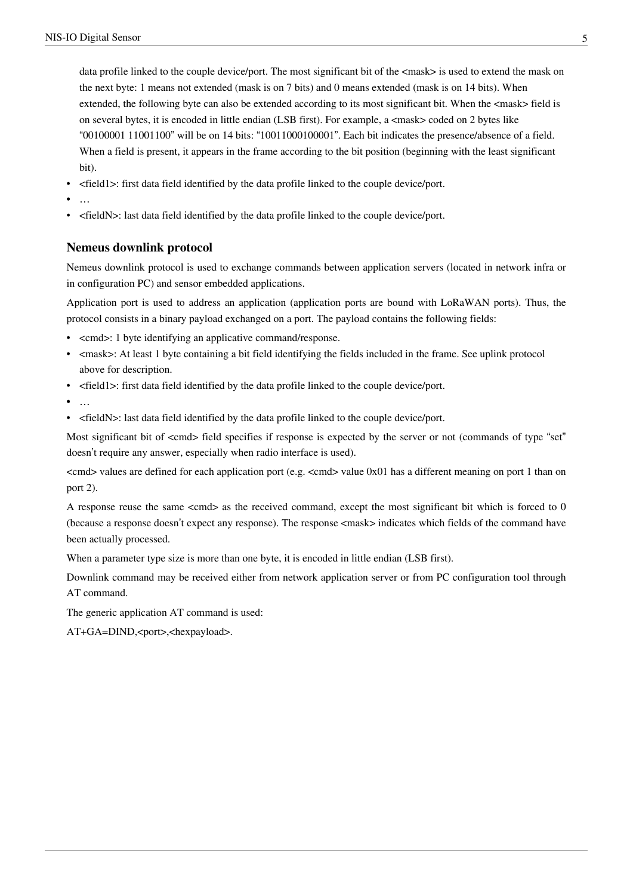data profile linked to the couple device/port. The most significant bit of the <mask> is used to extend the mask on the next byte: 1 means not extended (mask is on 7 bits) and 0 means extended (mask is on 14 bits). When extended, the following byte can also be extended according to its most significant bit. When the <mask> field is on several bytes, it is encoded in little endian (LSB first). For example, a <mask> coded on 2 bytes like "00100001 11001100" will be on 14 bits: "10011000100001". Each bit indicates the presence/absence of a field. When a field is present, it appears in the frame according to the bit position (beginning with the least significant bit).

- <field1>: first data field identified by the data profile linked to the couple device/port.
- …
- <fieldN>: last data field identified by the data profile linked to the couple device/port.

### Nemeus downlink protocol

Nemeus downlink protocol is used to exchange commands between application servers (located in network infra or in configuration PC) and sensor embedded applications.

Application port is used to address an application (application ports are bound with LoRaWAN ports). Thus, the protocol consists in a binary payload exchanged on a port. The payload contains the following fields:

- <cmd>: 1 byte identifying an applicative command/response.
- <mask>: At least 1 byte containing a bit field identifying the fields included in the frame. See uplink protocol above for description.
- <field1>: first data field identified by the data profile linked to the couple device/port.
- …
- <fieldN>: last data field identified by the data profile linked to the couple device/port.

Most significant bit of <cmd> field specifies if response is expected by the server or not (commands of type "set" doesn't require any answer, especially when radio interface is used).

<cmd> values are defined for each application port (e.g. <cmd> value 0x01 has a different meaning on port 1 than on port 2).

A response reuse the same <cmd> as the received command, except the most significant bit which is forced to 0 (because a response doesn't expect any response). The response <mask> indicates which fields of the command have been actually processed.

When a parameter type size is more than one byte, it is encoded in little endian (LSB first).

Downlink command may be received either from network application server or from PC configuration tool through AT command.

The generic application AT command is used:

AT+GA=DIND,<port>,<hexpayload>.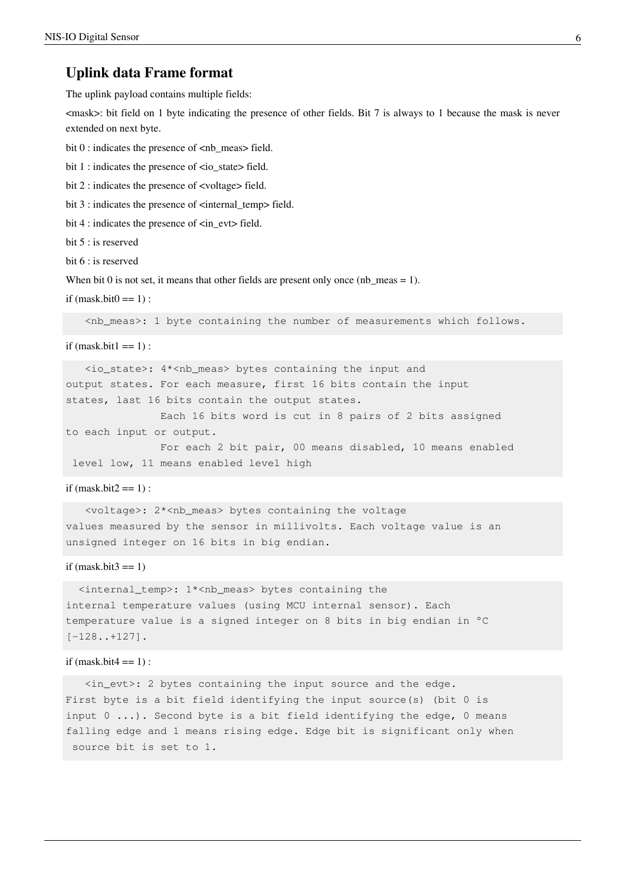## Uplink data Frame format

The uplink payload contains multiple fields:

<mask>: bit field on 1 byte indicating the presence of other fields. Bit 7 is always to 1 because the mask is never extended on next byte.

bit 0 : indicates the presence of <nb_meas> field.

bit 1 : indicates the presence of <io_state> field.

bit 2 : indicates the presence of <voltage> field.

bit 3 : indicates the presence of <internal_temp> field.

bit 4 : indicates the presence of <in_evt> field.

bit 5 : is reserved

bit 6 : is reserved

When bit 0 is not set, it means that other fields are present only once (nb_meas = 1).

if (mask.bit0 == 1) :

```
   <nb_meas>: 1 byte containing the number of measurements which follows.
```

if (mask.bit1 == 1) :

```
   <io_state>: 4*<nb_meas> bytes containing the input and
output states. For each measure, first 16 bits contain the input
states, last 16 bits contain the output states.
            Each 16 bits word is cut in 8 pairs of 2 bits assigned
to each input or output.
            For each 2 bit pair, 00 means disabled, 10 means enabled
 level low, 11 means enabled level high
```

if (mask.bit2 == 1) :

```
   <voltage>: 2*<nb_meas> bytes containing the voltage
values measured by the sensor in millivolts. Each voltage value is an
unsigned integer on 16 bits in big endian.
```

if (mask.bit3 == 1)

```
  <internal_temp>: 1*<nb_meas> bytes containing the
internal temperature values (using MCU internal sensor). Each
temperature value is a signed integer on 8 bits in big endian in °C
[-128..+127].
```

if (mask.bit4 == 1) :

```
   <in_evt>: 2 bytes containing the input source and the edge.
First byte is a bit field identifying the input source(s) (bit 0 is
input 0 ...). Second byte is a bit field identifying the edge, 0 means
falling edge and 1 means rising edge. Edge bit is significant only when
 source bit is set to 1.
```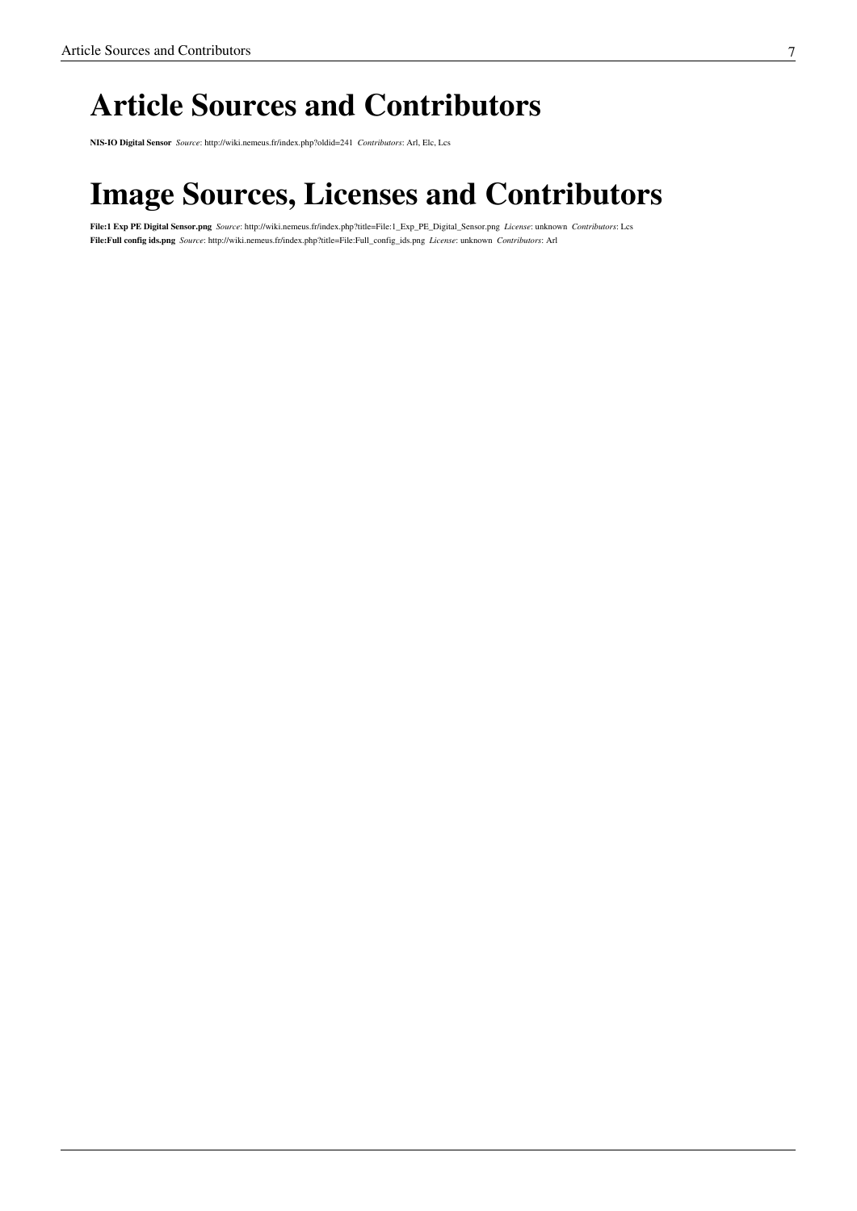# Article Sources and Contributors

**NIS-IO Digital Sensor** *Source*: http://wiki.nemeus.fr/index.php?oldid=241 *Contributors*: Arl, Elc, Lcs

# Image Sources, Licenses and Contributors

**File:1 Exp PE Digital Sensor.png** *Source*: http://wiki.nemeus.fr/index.php?title=File:1_Exp_PE_Digital_Sensor.png *License*: unknown *Contributors*: Lcs
**File:Full config ids.png** *Source*: http://wiki.nemeus.fr/index.php?title=File:Full_config_ids.png *License*: unknown *Contributors*: Arl